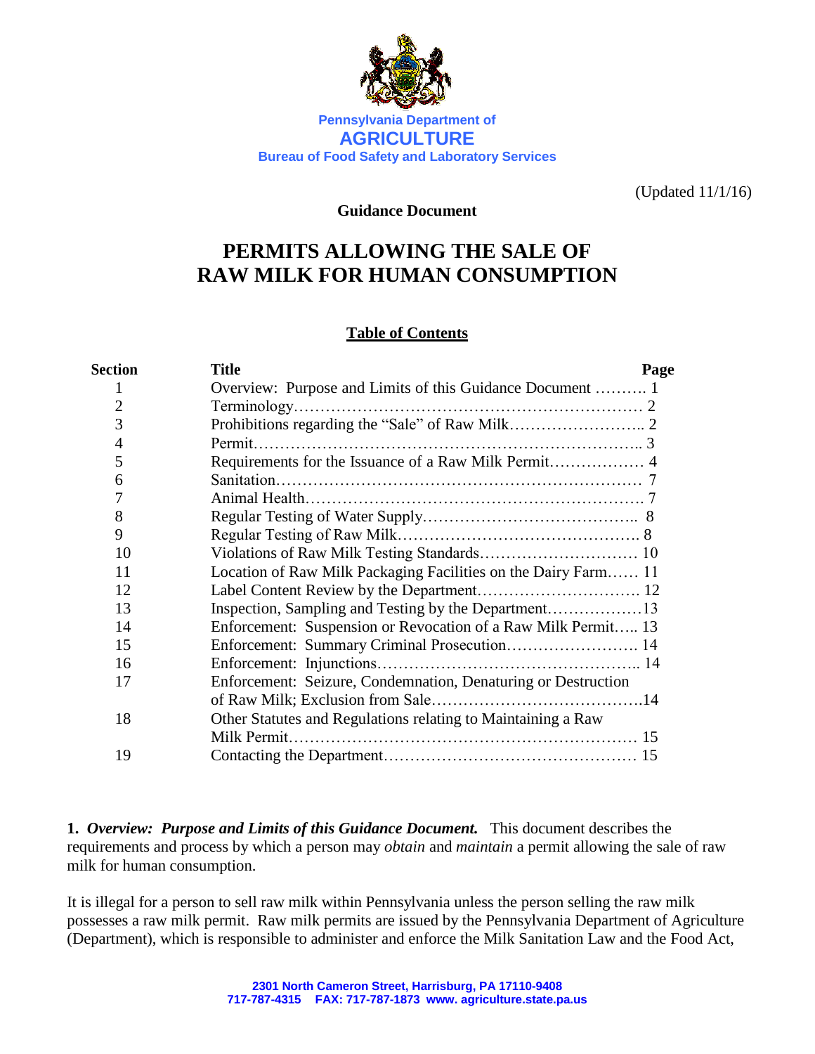Pennsylvania Department of
**AGRICULTURE**
Bureau of Food Safety and Laboratory Services

(Updated 11/1/16)

**Guidance Document**

# PERMITS ALLOWING THE SALE OF RAW MILK FOR HUMAN CONSUMPTION

## Table of Contents

| Section | Title | Page |
|---|---|---|
| 1 | Overview: Purpose and Limits of this Guidance Document | 1 |
| 2 | Terminology | 2 |
| 3 | Prohibitions regarding the "Sale" of Raw Milk | 2 |
| 4 | Permit | 3 |
| 5 | Requirements for the Issuance of a Raw Milk Permit | 4 |
| 6 | Sanitation | 7 |
| 7 | Animal Health | 7 |
| 8 | Regular Testing of Water Supply | 8 |
| 9 | Regular Testing of Raw Milk | 8 |
| 10 | Violations of Raw Milk Testing Standards | 10 |
| 11 | Location of Raw Milk Packaging Facilities on the Dairy Farm | 11 |
| 12 | Label Content Review by the Department | 12 |
| 13 | Inspection, Sampling and Testing by the Department | 13 |
| 14 | Enforcement: Suspension or Revocation of a Raw Milk Permit | 13 |
| 15 | Enforcement: Summary Criminal Prosecution | 14 |
| 16 | Enforcement: Injunctions | 14 |
| 17 | Enforcement: Seizure, Condemnation, Denaturing or Destruction of Raw Milk; Exclusion from Sale | 14 |
| 18 | Other Statutes and Regulations relating to Maintaining a Raw Milk Permit | 15 |
| 19 | Contacting the Department | 15 |

**1.** ***Overview: Purpose and Limits of this Guidance Document.*** This document describes the requirements and process by which a person may *obtain* and *maintain* a permit allowing the sale of raw milk for human consumption.

It is illegal for a person to sell raw milk within Pennsylvania unless the person selling the raw milk possesses a raw milk permit. Raw milk permits are issued by the Pennsylvania Department of Agriculture (Department), which is responsible to administer and enforce the Milk Sanitation Law and the Food Act,

2301 North Cameron Street, Harrisburg, PA 17110-9408
717-787-4315 FAX: 717-787-1873 www. agriculture.state.pa.us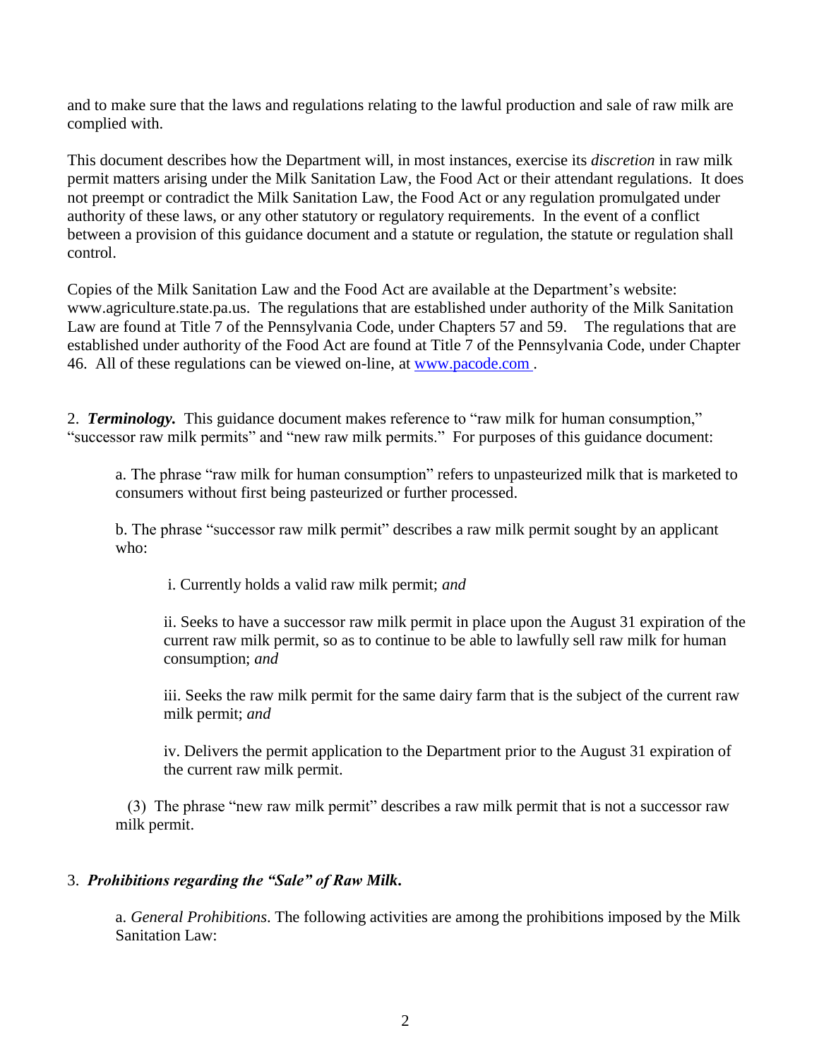and to make sure that the laws and regulations relating to the lawful production and sale of raw milk are complied with.

This document describes how the Department will, in most instances, exercise its *discretion* in raw milk permit matters arising under the Milk Sanitation Law, the Food Act or their attendant regulations. It does not preempt or contradict the Milk Sanitation Law, the Food Act or any regulation promulgated under authority of these laws, or any other statutory or regulatory requirements. In the event of a conflict between a provision of this guidance document and a statute or regulation, the statute or regulation shall control.

Copies of the Milk Sanitation Law and the Food Act are available at the Department's website: www.agriculture.state.pa.us. The regulations that are established under authority of the Milk Sanitation Law are found at Title 7 of the Pennsylvania Code, under Chapters 57 and 59. The regulations that are established under authority of the Food Act are found at Title 7 of the Pennsylvania Code, under Chapter 46. All of these regulations can be viewed on-line, at [www.pacode.com](http://www.pacode.com).

2. ***Terminology.*** This guidance document makes reference to "raw milk for human consumption," "successor raw milk permits" and "new raw milk permits." For purposes of this guidance document:

a. The phrase "raw milk for human consumption" refers to unpasteurized milk that is marketed to consumers without first being pasteurized or further processed.

b. The phrase "successor raw milk permit" describes a raw milk permit sought by an applicant who:

i. Currently holds a valid raw milk permit; *and*

ii. Seeks to have a successor raw milk permit in place upon the August 31 expiration of the current raw milk permit, so as to continue to be able to lawfully sell raw milk for human consumption; *and*

iii. Seeks the raw milk permit for the same dairy farm that is the subject of the current raw milk permit; *and*

iv. Delivers the permit application to the Department prior to the August 31 expiration of the current raw milk permit.

(3) The phrase "new raw milk permit" describes a raw milk permit that is not a successor raw milk permit.

3. ***Prohibitions regarding the "Sale" of Raw Milk.***

a. *General Prohibitions*. The following activities are among the prohibitions imposed by the Milk Sanitation Law: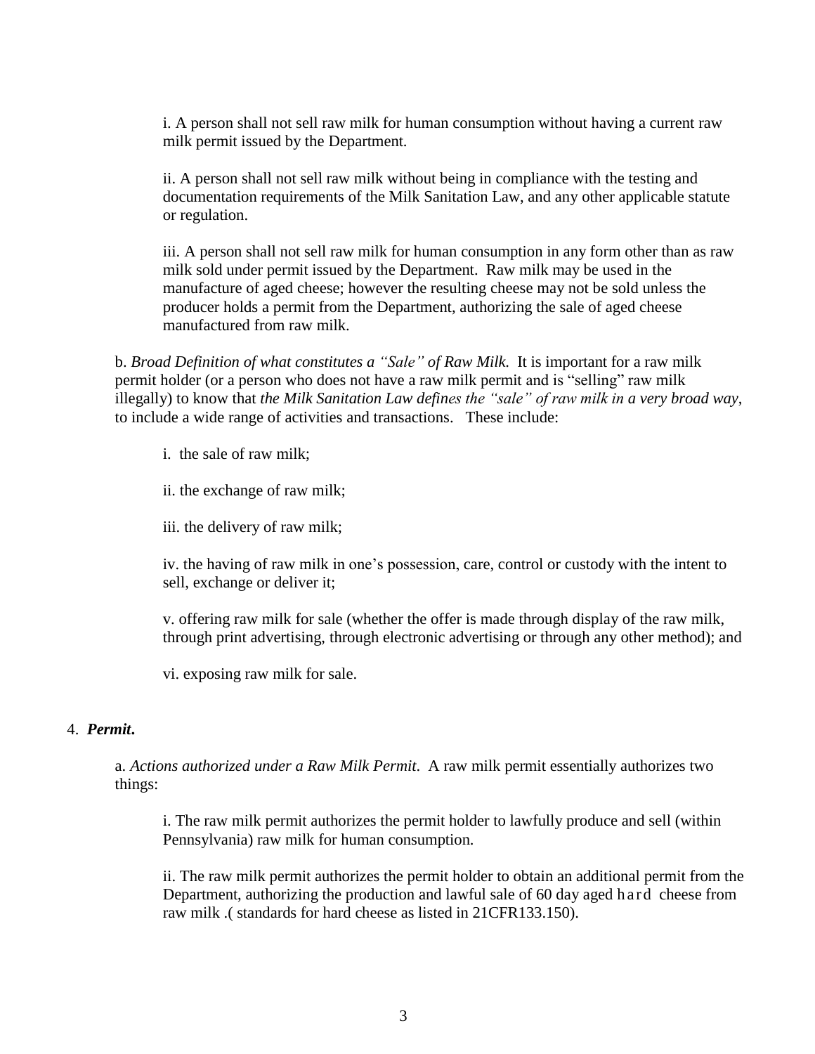i. A person shall not sell raw milk for human consumption without having a current raw milk permit issued by the Department.

ii. A person shall not sell raw milk without being in compliance with the testing and documentation requirements of the Milk Sanitation Law, and any other applicable statute or regulation.

iii. A person shall not sell raw milk for human consumption in any form other than as raw milk sold under permit issued by the Department. Raw milk may be used in the manufacture of aged cheese; however the resulting cheese may not be sold unless the producer holds a permit from the Department, authorizing the sale of aged cheese manufactured from raw milk.

b. *Broad Definition of what constitutes a "Sale" of Raw Milk.* It is important for a raw milk permit holder (or a person who does not have a raw milk permit and is "selling" raw milk illegally) to know that *the Milk Sanitation Law defines the "sale" of raw milk in a very broad way*, to include a wide range of activities and transactions. These include:

i. the sale of raw milk;

ii. the exchange of raw milk;

iii. the delivery of raw milk;

iv. the having of raw milk in one's possession, care, control or custody with the intent to sell, exchange or deliver it;

v. offering raw milk for sale (whether the offer is made through display of the raw milk, through print advertising, through electronic advertising or through any other method); and

vi. exposing raw milk for sale.

4. ***Permit*.**

a. *Actions authorized under a Raw Milk Permit.* A raw milk permit essentially authorizes two things:

i. The raw milk permit authorizes the permit holder to lawfully produce and sell (within Pennsylvania) raw milk for human consumption.

ii. The raw milk permit authorizes the permit holder to obtain an additional permit from the Department, authorizing the production and lawful sale of 60 day aged hard cheese from raw milk .( standards for hard cheese as listed in 21CFR133.150).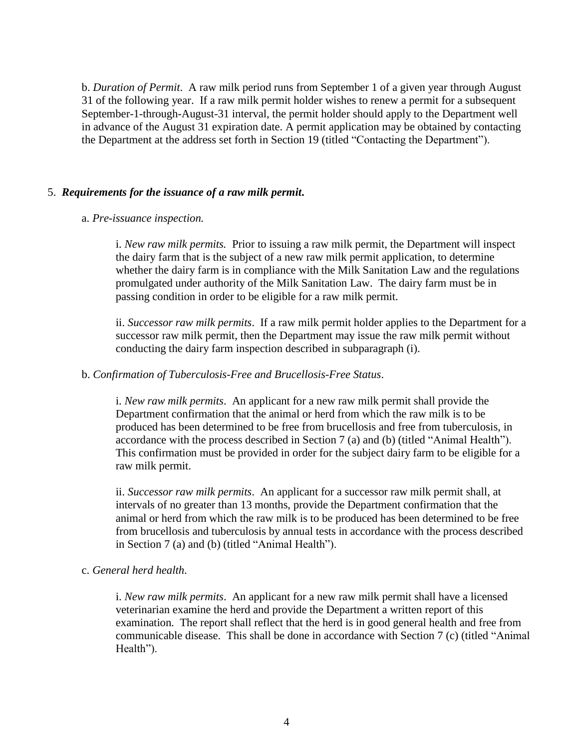b. *Duration of Permit*. A raw milk period runs from September 1 of a given year through August 31 of the following year. If a raw milk permit holder wishes to renew a permit for a subsequent September-1-through-August-31 interval, the permit holder should apply to the Department well in advance of the August 31 expiration date. A permit application may be obtained by contacting the Department at the address set forth in Section 19 (titled "Contacting the Department").

5. ***Requirements for the issuance of a raw milk permit.***

a. *Pre-issuance inspection.*

i. *New raw milk permits.* Prior to issuing a raw milk permit, the Department will inspect the dairy farm that is the subject of a new raw milk permit application, to determine whether the dairy farm is in compliance with the Milk Sanitation Law and the regulations promulgated under authority of the Milk Sanitation Law. The dairy farm must be in passing condition in order to be eligible for a raw milk permit.

ii. *Successor raw milk permits*. If a raw milk permit holder applies to the Department for a successor raw milk permit, then the Department may issue the raw milk permit without conducting the dairy farm inspection described in subparagraph (i).

b. *Confirmation of Tuberculosis-Free and Brucellosis-Free Status*.

i. *New raw milk permits*. An applicant for a new raw milk permit shall provide the Department confirmation that the animal or herd from which the raw milk is to be produced has been determined to be free from brucellosis and free from tuberculosis, in accordance with the process described in Section 7 (a) and (b) (titled "Animal Health"). This confirmation must be provided in order for the subject dairy farm to be eligible for a raw milk permit.

ii. *Successor raw milk permits*. An applicant for a successor raw milk permit shall, at intervals of no greater than 13 months, provide the Department confirmation that the animal or herd from which the raw milk is to be produced has been determined to be free from brucellosis and tuberculosis by annual tests in accordance with the process described in Section 7 (a) and (b) (titled "Animal Health").

c. *General herd health*.

i. *New raw milk permits*. An applicant for a new raw milk permit shall have a licensed veterinarian examine the herd and provide the Department a written report of this examination. The report shall reflect that the herd is in good general health and free from communicable disease. This shall be done in accordance with Section 7 (c) (titled "Animal Health").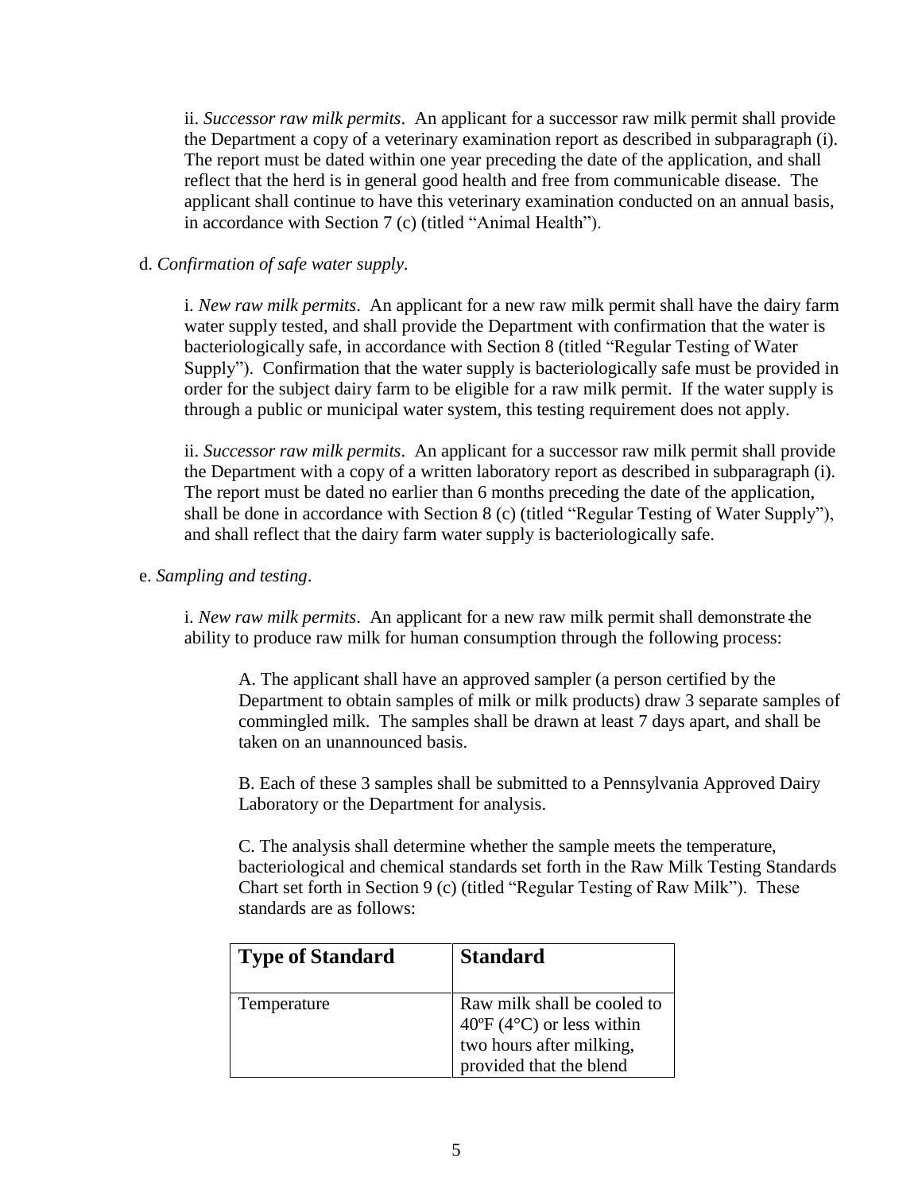ii. *Successor raw milk permits*. An applicant for a successor raw milk permit shall provide the Department a copy of a veterinary examination report as described in subparagraph (i). The report must be dated within one year preceding the date of the application, and shall reflect that the herd is in general good health and free from communicable disease. The applicant shall continue to have this veterinary examination conducted on an annual basis, in accordance with Section 7 (c) (titled "Animal Health").

d. *Confirmation of safe water supply*.

i. *New raw milk permits*. An applicant for a new raw milk permit shall have the dairy farm water supply tested, and shall provide the Department with confirmation that the water is bacteriologically safe, in accordance with Section 8 (titled "Regular Testing of Water Supply"). Confirmation that the water supply is bacteriologically safe must be provided in order for the subject dairy farm to be eligible for a raw milk permit. If the water supply is through a public or municipal water system, this testing requirement does not apply.

ii. *Successor raw milk permits*. An applicant for a successor raw milk permit shall provide the Department with a copy of a written laboratory report as described in subparagraph (i). The report must be dated no earlier than 6 months preceding the date of the application, shall be done in accordance with Section 8 (c) (titled "Regular Testing of Water Supply"), and shall reflect that the dairy farm water supply is bacteriologically safe.

e. *Sampling and testing*.

i. *New raw milk permits*. An applicant for a new raw milk permit shall demonstrate the ability to produce raw milk for human consumption through the following process:

A. The applicant shall have an approved sampler (a person certified by the Department to obtain samples of milk or milk products) draw 3 separate samples of commingled milk. The samples shall be drawn at least 7 days apart, and shall be taken on an unannounced basis.

B. Each of these 3 samples shall be submitted to a Pennsylvania Approved Dairy Laboratory or the Department for analysis.

C. The analysis shall determine whether the sample meets the temperature, bacteriological and chemical standards set forth in the Raw Milk Testing Standards Chart set forth in Section 9 (c) (titled "Regular Testing of Raw Milk"). These standards are as follows:

| Type of Standard | Standard |
|---|---|
| Temperature | Raw milk shall be cooled to 40ºF (4°C) or less within two hours after milking, provided that the blend |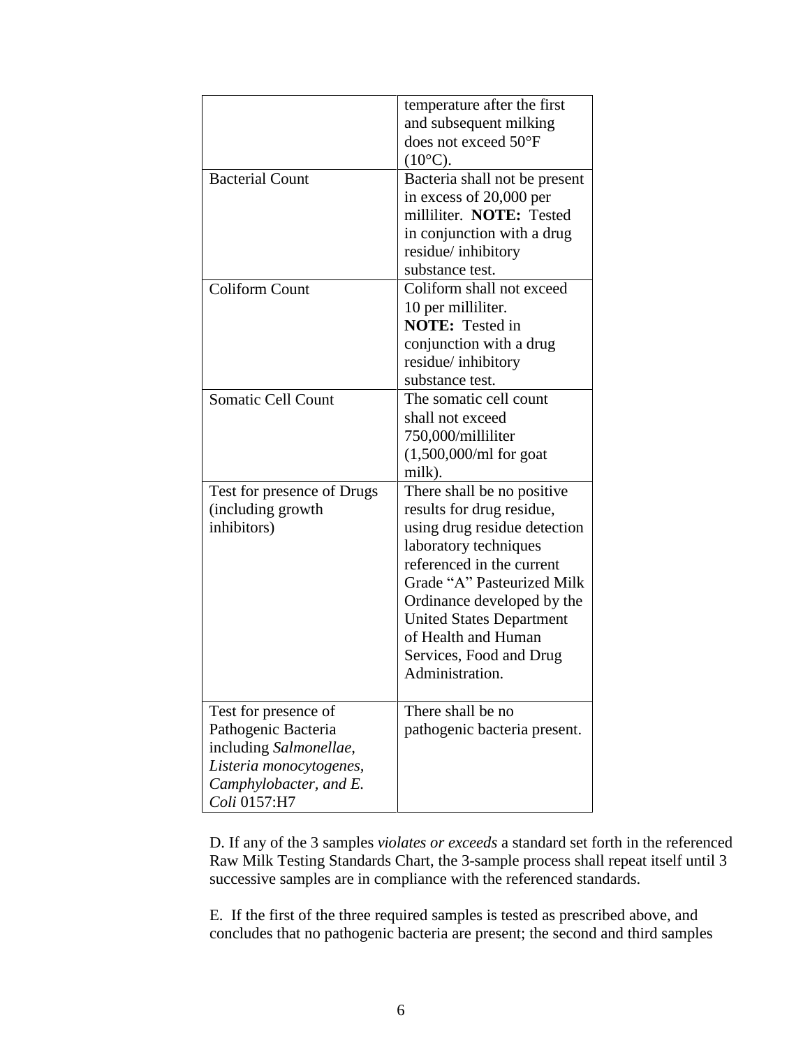| | |
|---|---|
| | temperature after the first and subsequent milking does not exceed 50°F (10°C). |
| Bacterial Count | Bacteria shall not be present in excess of 20,000 per milliliter. **NOTE:** Tested in conjunction with a drug residue/ inhibitory substance test. |
| Coliform Count | Coliform shall not exceed 10 per milliliter. **NOTE:** Tested in conjunction with a drug residue/ inhibitory substance test. |
| Somatic Cell Count | The somatic cell count shall not exceed 750,000/milliliter (1,500,000/ml for goat milk). |
| Test for presence of Drugs (including growth inhibitors) | There shall be no positive results for drug residue, using drug residue detection laboratory techniques referenced in the current Grade "A" Pasteurized Milk Ordinance developed by the United States Department of Health and Human Services, Food and Drug Administration. |
| Test for presence of Pathogenic Bacteria including *Salmonellae*, *Listeria monocytogenes*, *Camphylobacter*, and *E. Coli* 0157:H7 | There shall be no pathogenic bacteria present. |

D. If any of the 3 samples *violates or exceeds* a standard set forth in the referenced Raw Milk Testing Standards Chart, the 3-sample process shall repeat itself until 3 successive samples are in compliance with the referenced standards.

E. If the first of the three required samples is tested as prescribed above, and concludes that no pathogenic bacteria are present; the second and third samples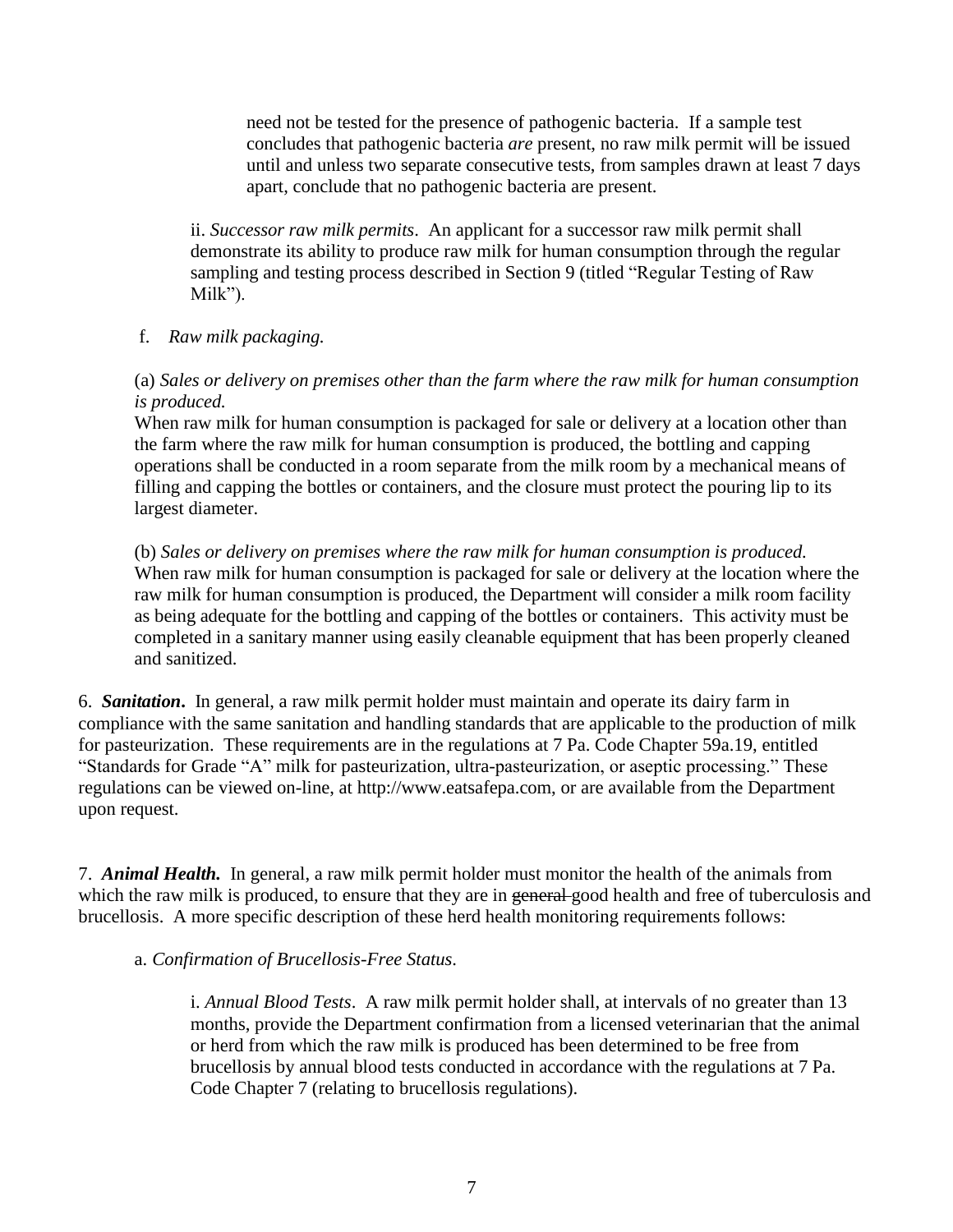need not be tested for the presence of pathogenic bacteria. If a sample test concludes that pathogenic bacteria *are* present, no raw milk permit will be issued until and unless two separate consecutive tests, from samples drawn at least 7 days apart, conclude that no pathogenic bacteria are present.

ii. *Successor raw milk permits*. An applicant for a successor raw milk permit shall demonstrate its ability to produce raw milk for human consumption through the regular sampling and testing process described in Section 9 (titled "Regular Testing of Raw Milk").

f. *Raw milk packaging.*

(a) *Sales or delivery on premises other than the farm where the raw milk for human consumption is produced.*
When raw milk for human consumption is packaged for sale or delivery at a location other than the farm where the raw milk for human consumption is produced, the bottling and capping operations shall be conducted in a room separate from the milk room by a mechanical means of filling and capping the bottles or containers, and the closure must protect the pouring lip to its largest diameter.

(b) *Sales or delivery on premises where the raw milk for human consumption is produced.*
When raw milk for human consumption is packaged for sale or delivery at the location where the raw milk for human consumption is produced, the Department will consider a milk room facility as being adequate for the bottling and capping of the bottles or containers. This activity must be completed in a sanitary manner using easily cleanable equipment that has been properly cleaned and sanitized.

6. ***Sanitation***. In general, a raw milk permit holder must maintain and operate its dairy farm in compliance with the same sanitation and handling standards that are applicable to the production of milk for pasteurization. These requirements are in the regulations at 7 Pa. Code Chapter 59a.19, entitled "Standards for Grade "A" milk for pasteurization, ultra-pasteurization, or aseptic processing." These regulations can be viewed on-line, at http://www.eatsafepa.com, or are available from the Department upon request.

7. ***Animal Health.*** In general, a raw milk permit holder must monitor the health of the animals from which the raw milk is produced, to ensure that they are in ~~general~~ good health and free of tuberculosis and brucellosis. A more specific description of these herd health monitoring requirements follows:

a. *Confirmation of Brucellosis-Free Status*.

i. *Annual Blood Tests*. A raw milk permit holder shall, at intervals of no greater than 13 months, provide the Department confirmation from a licensed veterinarian that the animal or herd from which the raw milk is produced has been determined to be free from brucellosis by annual blood tests conducted in accordance with the regulations at 7 Pa. Code Chapter 7 (relating to brucellosis regulations).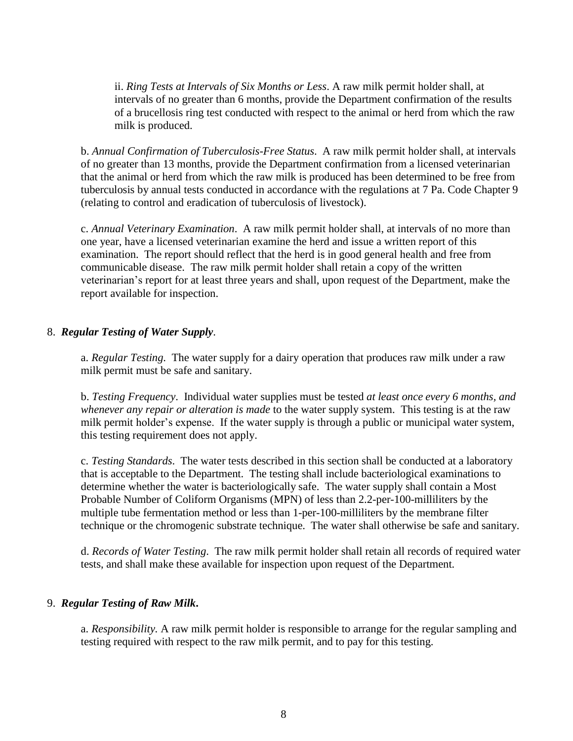ii. *Ring Tests at Intervals of Six Months or Less*. A raw milk permit holder shall, at intervals of no greater than 6 months, provide the Department confirmation of the results of a brucellosis ring test conducted with respect to the animal or herd from which the raw milk is produced.

b. *Annual Confirmation of Tuberculosis-Free Status*. A raw milk permit holder shall, at intervals of no greater than 13 months, provide the Department confirmation from a licensed veterinarian that the animal or herd from which the raw milk is produced has been determined to be free from tuberculosis by annual tests conducted in accordance with the regulations at 7 Pa. Code Chapter 9 (relating to control and eradication of tuberculosis of livestock).

c. *Annual Veterinary Examination*. A raw milk permit holder shall, at intervals of no more than one year, have a licensed veterinarian examine the herd and issue a written report of this examination. The report should reflect that the herd is in good general health and free from communicable disease. The raw milk permit holder shall retain a copy of the written veterinarian's report for at least three years and shall, upon request of the Department, make the report available for inspection.

8. ***Regular Testing of Water Supply***.

a. *Regular Testing.* The water supply for a dairy operation that produces raw milk under a raw milk permit must be safe and sanitary.

b. *Testing Frequency*. Individual water supplies must be tested *at least once every 6 months, and whenever any repair or alteration is made* to the water supply system. This testing is at the raw milk permit holder's expense. If the water supply is through a public or municipal water system, this testing requirement does not apply.

c. *Testing Standards*. The water tests described in this section shall be conducted at a laboratory that is acceptable to the Department. The testing shall include bacteriological examinations to determine whether the water is bacteriologically safe. The water supply shall contain a Most Probable Number of Coliform Organisms (MPN) of less than 2.2-per-100-milliliters by the multiple tube fermentation method or less than 1-per-100-milliliters by the membrane filter technique or the chromogenic substrate technique. The water shall otherwise be safe and sanitary.

d. *Records of Water Testing*. The raw milk permit holder shall retain all records of required water tests, and shall make these available for inspection upon request of the Department.

9. ***Regular Testing of Raw Milk***.

a. *Responsibility.* A raw milk permit holder is responsible to arrange for the regular sampling and testing required with respect to the raw milk permit, and to pay for this testing.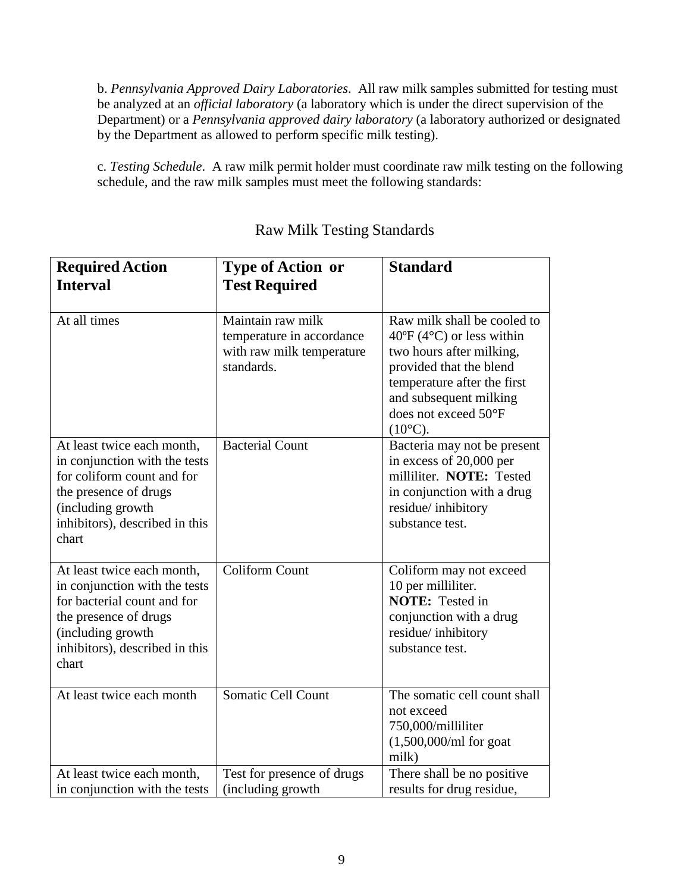b. *Pennsylvania Approved Dairy Laboratories*. All raw milk samples submitted for testing must be analyzed at an *official laboratory* (a laboratory which is under the direct supervision of the Department) or a *Pennsylvania approved dairy laboratory* (a laboratory authorized or designated by the Department as allowed to perform specific milk testing).

c. *Testing Schedule*. A raw milk permit holder must coordinate raw milk testing on the following schedule, and the raw milk samples must meet the following standards:

Raw Milk Testing Standards

| **Required Action Interval** | **Type of Action or Test Required** | **Standard** |
|---|---|---|
| At all times | Maintain raw milk temperature in accordance with raw milk temperature standards. | Raw milk shall be cooled to 40ºF (4°C) or less within two hours after milking, provided that the blend temperature after the first and subsequent milking does not exceed 50°F (10°C). |
| At least twice each month, in conjunction with the tests for coliform count and for the presence of drugs (including growth inhibitors), described in this chart | Bacterial Count | Bacteria may not be present in excess of 20,000 per milliliter. **NOTE:** Tested in conjunction with a drug residue/ inhibitory substance test. |
| At least twice each month, in conjunction with the tests for bacterial count and for the presence of drugs (including growth inhibitors), described in this chart | Coliform Count | Coliform may not exceed 10 per milliliter. **NOTE:** Tested in conjunction with a drug residue/ inhibitory substance test. |
| At least twice each month | Somatic Cell Count | The somatic cell count shall not exceed 750,000/milliliter (1,500,000/ml for goat milk) |
| At least twice each month, in conjunction with the tests | Test for presence of drugs (including growth | There shall be no positive results for drug residue, |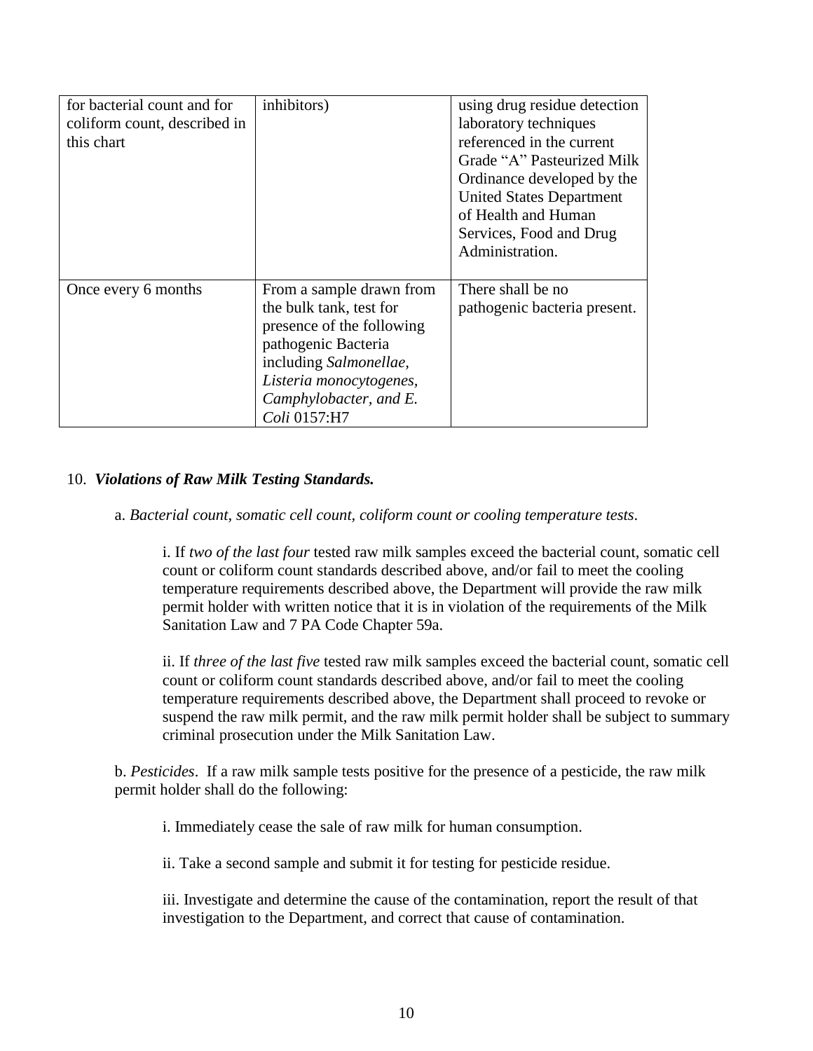| | | |
|---|---|---|
| for bacterial count and for coliform count, described in this chart | inhibitors) | using drug residue detection laboratory techniques referenced in the current Grade "A" Pasteurized Milk Ordinance developed by the United States Department of Health and Human Services, Food and Drug Administration. |
| Once every 6 months | From a sample drawn from the bulk tank, test for presence of the following pathogenic Bacteria including *Salmonellae, Listeria monocytogenes, Camphylobacter, and E. Coli* 0157:H7 | There shall be no pathogenic bacteria present. |

10. ***Violations of Raw Milk Testing Standards.***

a. *Bacterial count, somatic cell count, coliform count or cooling temperature tests*.

i. If *two of the last four* tested raw milk samples exceed the bacterial count, somatic cell count or coliform count standards described above, and/or fail to meet the cooling temperature requirements described above, the Department will provide the raw milk permit holder with written notice that it is in violation of the requirements of the Milk Sanitation Law and 7 PA Code Chapter 59a.

ii. If *three of the last five* tested raw milk samples exceed the bacterial count, somatic cell count or coliform count standards described above, and/or fail to meet the cooling temperature requirements described above, the Department shall proceed to revoke or suspend the raw milk permit, and the raw milk permit holder shall be subject to summary criminal prosecution under the Milk Sanitation Law.

b. *Pesticides*. If a raw milk sample tests positive for the presence of a pesticide, the raw milk permit holder shall do the following:

i. Immediately cease the sale of raw milk for human consumption.

ii. Take a second sample and submit it for testing for pesticide residue.

iii. Investigate and determine the cause of the contamination, report the result of that investigation to the Department, and correct that cause of contamination.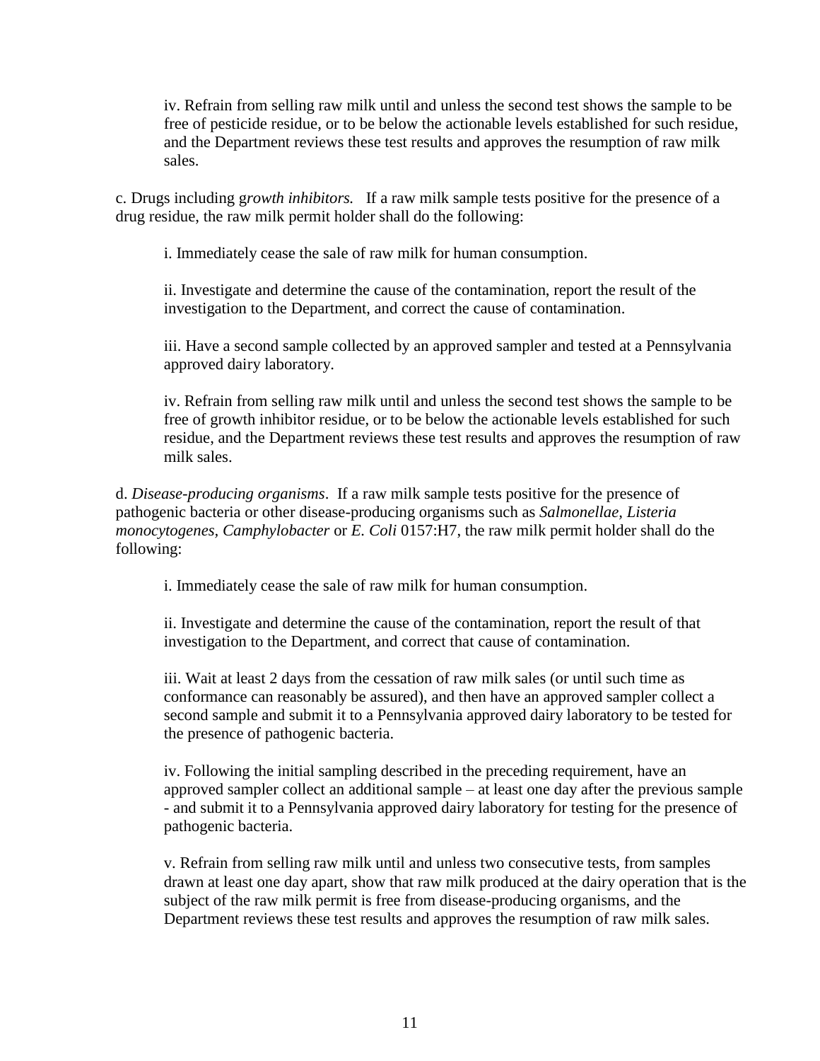iv. Refrain from selling raw milk until and unless the second test shows the sample to be free of pesticide residue, or to be below the actionable levels established for such residue, and the Department reviews these test results and approves the resumption of raw milk sales.

c. Drugs including g*rowth inhibitors.* If a raw milk sample tests positive for the presence of a drug residue, the raw milk permit holder shall do the following:

i. Immediately cease the sale of raw milk for human consumption.

ii. Investigate and determine the cause of the contamination, report the result of the investigation to the Department, and correct the cause of contamination.

iii. Have a second sample collected by an approved sampler and tested at a Pennsylvania approved dairy laboratory.

iv. Refrain from selling raw milk until and unless the second test shows the sample to be free of growth inhibitor residue, or to be below the actionable levels established for such residue, and the Department reviews these test results and approves the resumption of raw milk sales.

d. *Disease-producing organisms*. If a raw milk sample tests positive for the presence of pathogenic bacteria or other disease-producing organisms such as *Salmonellae, Listeria monocytogenes, Camphylobacter* or *E. Coli* 0157:H7, the raw milk permit holder shall do the following:

i. Immediately cease the sale of raw milk for human consumption.

ii. Investigate and determine the cause of the contamination, report the result of that investigation to the Department, and correct that cause of contamination.

iii. Wait at least 2 days from the cessation of raw milk sales (or until such time as conformance can reasonably be assured), and then have an approved sampler collect a second sample and submit it to a Pennsylvania approved dairy laboratory to be tested for the presence of pathogenic bacteria.

iv. Following the initial sampling described in the preceding requirement, have an approved sampler collect an additional sample – at least one day after the previous sample - and submit it to a Pennsylvania approved dairy laboratory for testing for the presence of pathogenic bacteria.

v. Refrain from selling raw milk until and unless two consecutive tests, from samples drawn at least one day apart, show that raw milk produced at the dairy operation that is the subject of the raw milk permit is free from disease-producing organisms, and the Department reviews these test results and approves the resumption of raw milk sales.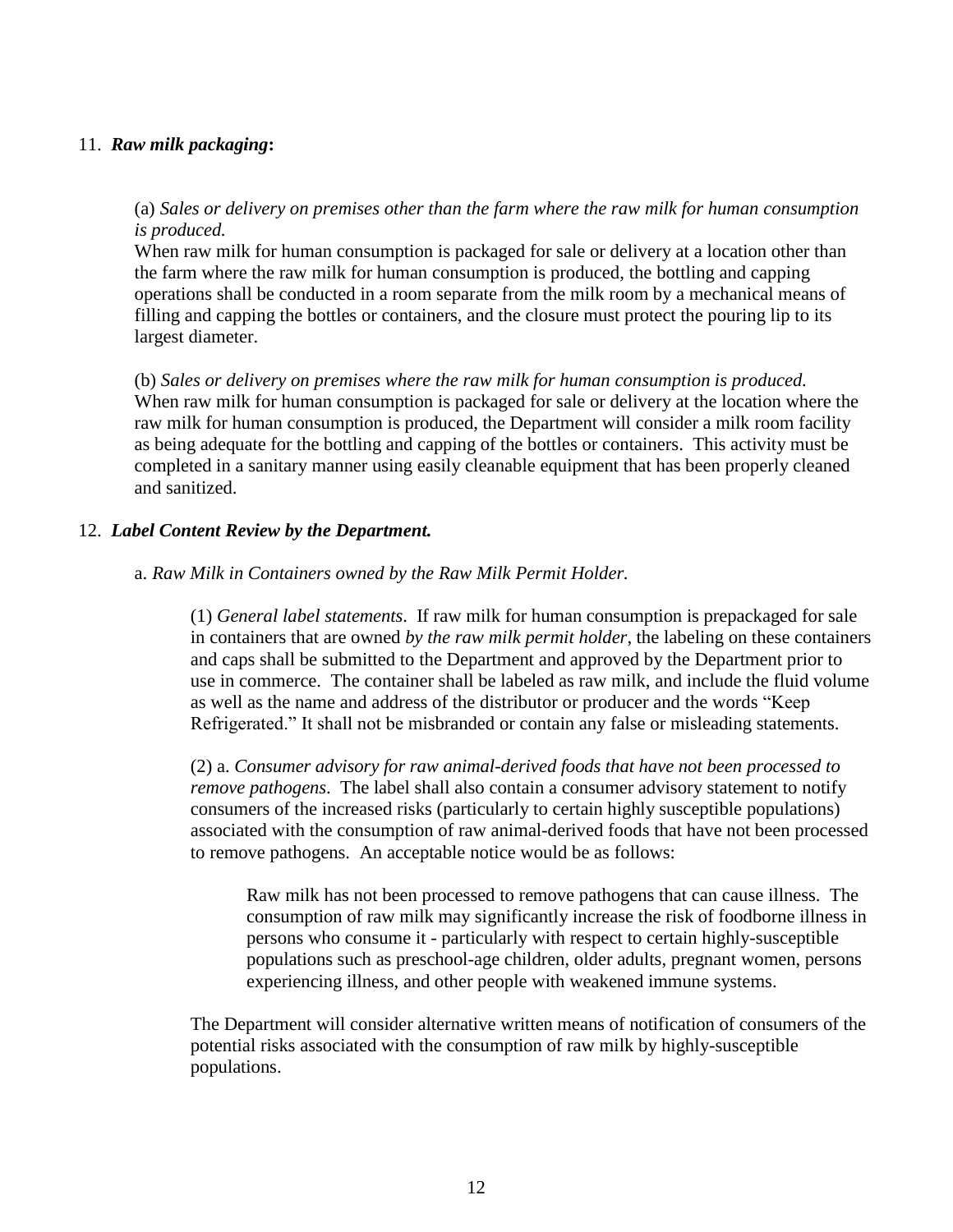11. ***Raw milk packaging*:**

(a) *Sales or delivery on premises other than the farm where the raw milk for human consumption is produced.*
When raw milk for human consumption is packaged for sale or delivery at a location other than the farm where the raw milk for human consumption is produced, the bottling and capping operations shall be conducted in a room separate from the milk room by a mechanical means of filling and capping the bottles or containers, and the closure must protect the pouring lip to its largest diameter.

(b) *Sales or delivery on premises where the raw milk for human consumption is produced.*
When raw milk for human consumption is packaged for sale or delivery at the location where the raw milk for human consumption is produced, the Department will consider a milk room facility as being adequate for the bottling and capping of the bottles or containers. This activity must be completed in a sanitary manner using easily cleanable equipment that has been properly cleaned and sanitized.

12. ***Label Content Review by the Department.***

a. *Raw Milk in Containers owned by the Raw Milk Permit Holder.*

(1) *General label statements*. If raw milk for human consumption is prepackaged for sale in containers that are owned *by the raw milk permit holder*, the labeling on these containers and caps shall be submitted to the Department and approved by the Department prior to use in commerce. The container shall be labeled as raw milk, and include the fluid volume as well as the name and address of the distributor or producer and the words "Keep Refrigerated." It shall not be misbranded or contain any false or misleading statements.

(2) a. *Consumer advisory for raw animal-derived foods that have not been processed to remove pathogens*. The label shall also contain a consumer advisory statement to notify consumers of the increased risks (particularly to certain highly susceptible populations) associated with the consumption of raw animal-derived foods that have not been processed to remove pathogens. An acceptable notice would be as follows:

> Raw milk has not been processed to remove pathogens that can cause illness. The consumption of raw milk may significantly increase the risk of foodborne illness in persons who consume it - particularly with respect to certain highly-susceptible populations such as preschool-age children, older adults, pregnant women, persons experiencing illness, and other people with weakened immune systems.

The Department will consider alternative written means of notification of consumers of the potential risks associated with the consumption of raw milk by highly-susceptible populations.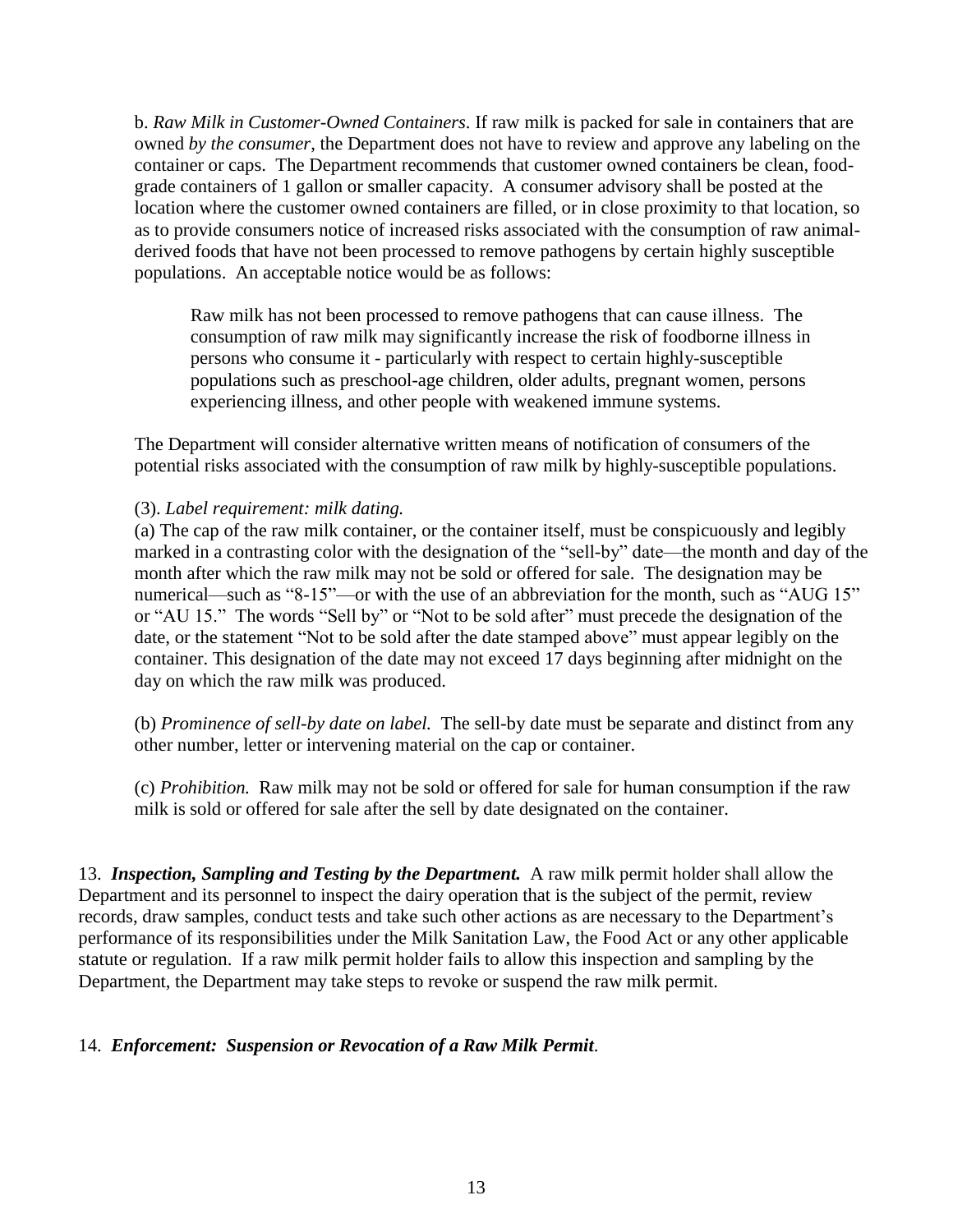b. *Raw Milk in Customer-Owned Containers*. If raw milk is packed for sale in containers that are owned *by the consumer*, the Department does not have to review and approve any labeling on the container or caps. The Department recommends that customer owned containers be clean, food-grade containers of 1 gallon or smaller capacity. A consumer advisory shall be posted at the location where the customer owned containers are filled, or in close proximity to that location, so as to provide consumers notice of increased risks associated with the consumption of raw animal-derived foods that have not been processed to remove pathogens by certain highly susceptible populations. An acceptable notice would be as follows:

> Raw milk has not been processed to remove pathogens that can cause illness. The consumption of raw milk may significantly increase the risk of foodborne illness in persons who consume it - particularly with respect to certain highly-susceptible populations such as preschool-age children, older adults, pregnant women, persons experiencing illness, and other people with weakened immune systems.

The Department will consider alternative written means of notification of consumers of the potential risks associated with the consumption of raw milk by highly-susceptible populations.

(3). *Label requirement: milk dating.*

(a) The cap of the raw milk container, or the container itself, must be conspicuously and legibly marked in a contrasting color with the designation of the "sell-by" date—the month and day of the month after which the raw milk may not be sold or offered for sale. The designation may be numerical—such as "8-15"—or with the use of an abbreviation for the month, such as "AUG 15" or "AU 15." The words "Sell by" or "Not to be sold after" must precede the designation of the date, or the statement "Not to be sold after the date stamped above" must appear legibly on the container. This designation of the date may not exceed 17 days beginning after midnight on the day on which the raw milk was produced.

(b) *Prominence of sell-by date on label.* The sell-by date must be separate and distinct from any other number, letter or intervening material on the cap or container.

(c) *Prohibition.* Raw milk may not be sold or offered for sale for human consumption if the raw milk is sold or offered for sale after the sell by date designated on the container.

13. ***Inspection, Sampling and Testing by the Department.*** A raw milk permit holder shall allow the Department and its personnel to inspect the dairy operation that is the subject of the permit, review records, draw samples, conduct tests and take such other actions as are necessary to the Department's performance of its responsibilities under the Milk Sanitation Law, the Food Act or any other applicable statute or regulation. If a raw milk permit holder fails to allow this inspection and sampling by the Department, the Department may take steps to revoke or suspend the raw milk permit.

14. ***Enforcement: Suspension or Revocation of a Raw Milk Permit***.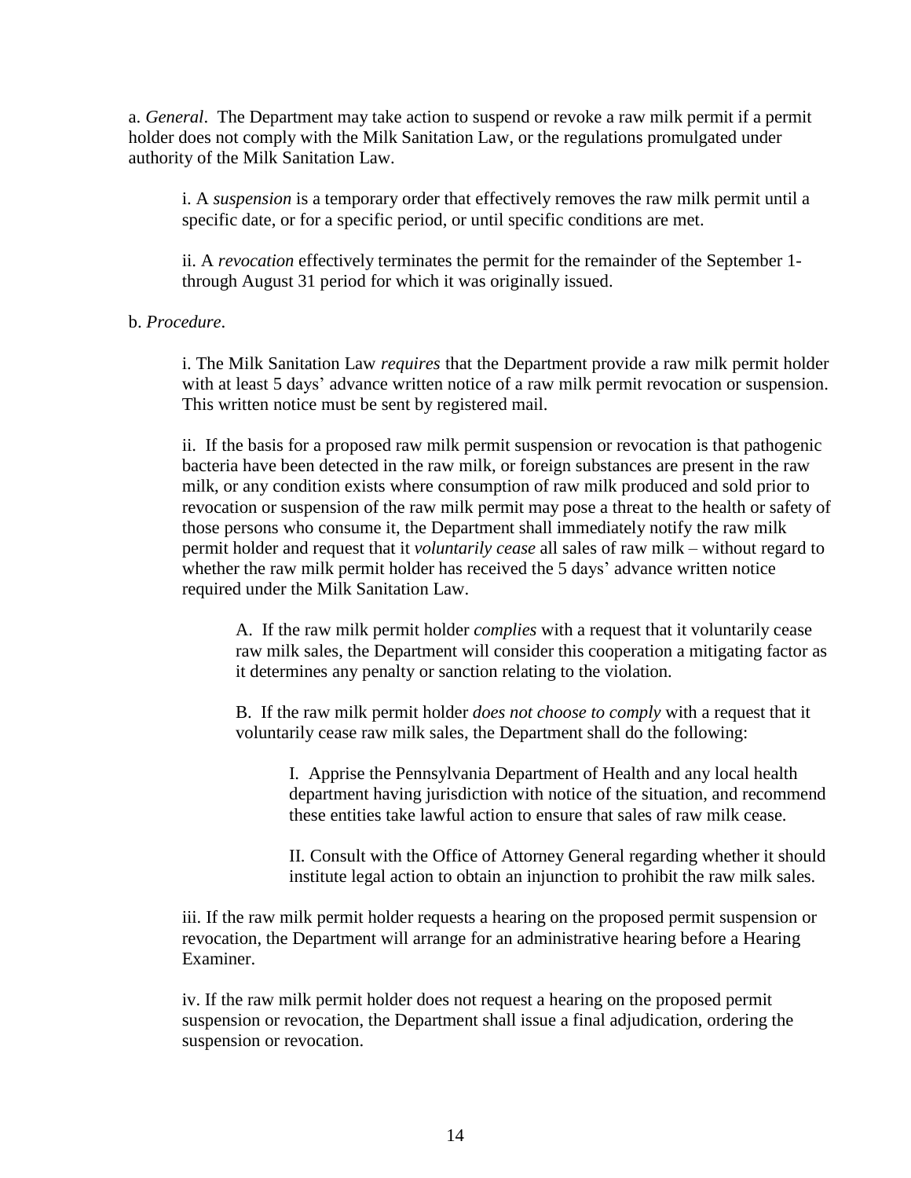a. *General*. The Department may take action to suspend or revoke a raw milk permit if a permit holder does not comply with the Milk Sanitation Law, or the regulations promulgated under authority of the Milk Sanitation Law.

> i. A *suspension* is a temporary order that effectively removes the raw milk permit until a specific date, or for a specific period, or until specific conditions are met.
>
> ii. A *revocation* effectively terminates the permit for the remainder of the September 1- through August 31 period for which it was originally issued.

b. *Procedure*.

> i. The Milk Sanitation Law *requires* that the Department provide a raw milk permit holder with at least 5 days' advance written notice of a raw milk permit revocation or suspension. This written notice must be sent by registered mail.
>
> ii. If the basis for a proposed raw milk permit suspension or revocation is that pathogenic bacteria have been detected in the raw milk, or foreign substances are present in the raw milk, or any condition exists where consumption of raw milk produced and sold prior to revocation or suspension of the raw milk permit may pose a threat to the health or safety of those persons who consume it, the Department shall immediately notify the raw milk permit holder and request that it *voluntarily cease* all sales of raw milk – without regard to whether the raw milk permit holder has received the 5 days' advance written notice required under the Milk Sanitation Law.
>
> > A. If the raw milk permit holder *complies* with a request that it voluntarily cease raw milk sales, the Department will consider this cooperation a mitigating factor as it determines any penalty or sanction relating to the violation.
> >
> > B. If the raw milk permit holder *does not choose to comply* with a request that it voluntarily cease raw milk sales, the Department shall do the following:
> >
> > > I. Apprise the Pennsylvania Department of Health and any local health department having jurisdiction with notice of the situation, and recommend these entities take lawful action to ensure that sales of raw milk cease.
> > >
> > > II. Consult with the Office of Attorney General regarding whether it should institute legal action to obtain an injunction to prohibit the raw milk sales.
>
> iii. If the raw milk permit holder requests a hearing on the proposed permit suspension or revocation, the Department will arrange for an administrative hearing before a Hearing Examiner.
>
> iv. If the raw milk permit holder does not request a hearing on the proposed permit suspension or revocation, the Department shall issue a final adjudication, ordering the suspension or revocation.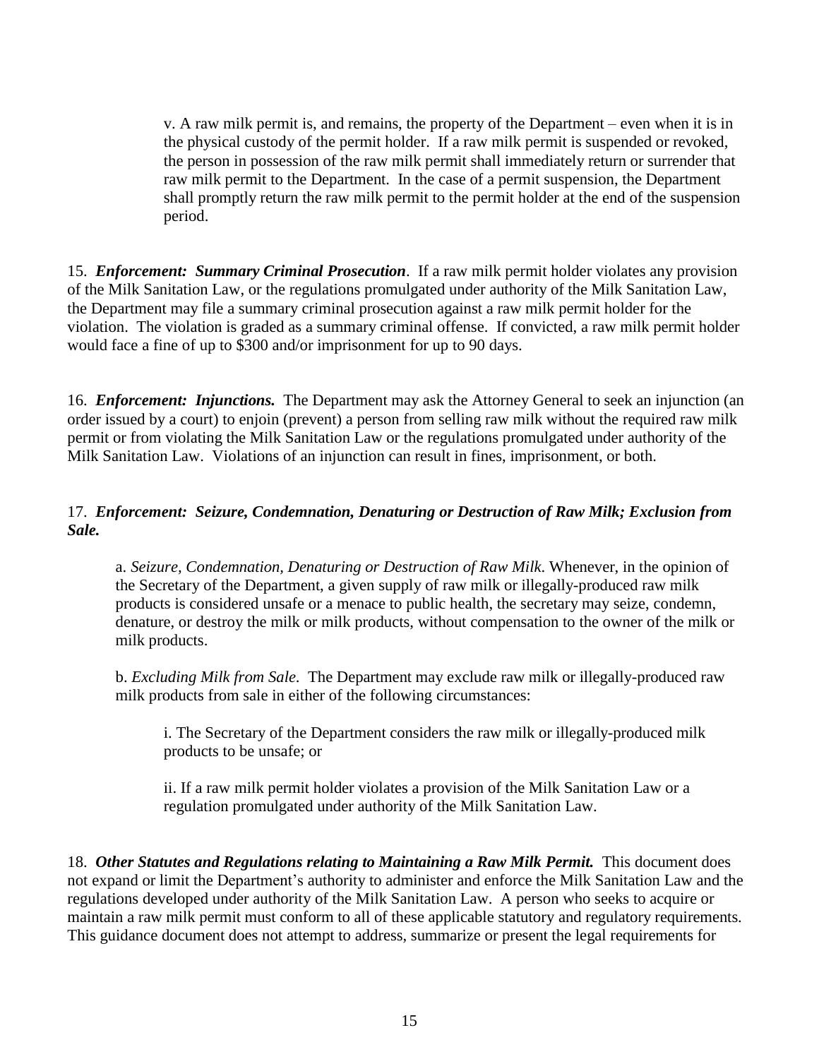v. A raw milk permit is, and remains, the property of the Department – even when it is in the physical custody of the permit holder. If a raw milk permit is suspended or revoked, the person in possession of the raw milk permit shall immediately return or surrender that raw milk permit to the Department. In the case of a permit suspension, the Department shall promptly return the raw milk permit to the permit holder at the end of the suspension period.

15. ***Enforcement: Summary Criminal Prosecution***. If a raw milk permit holder violates any provision of the Milk Sanitation Law, or the regulations promulgated under authority of the Milk Sanitation Law, the Department may file a summary criminal prosecution against a raw milk permit holder for the violation. The violation is graded as a summary criminal offense. If convicted, a raw milk permit holder would face a fine of up to $300 and/or imprisonment for up to 90 days.

16. ***Enforcement: Injunctions.*** The Department may ask the Attorney General to seek an injunction (an order issued by a court) to enjoin (prevent) a person from selling raw milk without the required raw milk permit or from violating the Milk Sanitation Law or the regulations promulgated under authority of the Milk Sanitation Law. Violations of an injunction can result in fines, imprisonment, or both.

17. ***Enforcement: Seizure, Condemnation, Denaturing or Destruction of Raw Milk; Exclusion from Sale.***

a. *Seizure, Condemnation, Denaturing or Destruction of Raw Milk*. Whenever, in the opinion of the Secretary of the Department, a given supply of raw milk or illegally-produced raw milk products is considered unsafe or a menace to public health, the secretary may seize, condemn, denature, or destroy the milk or milk products, without compensation to the owner of the milk or milk products.

b. *Excluding Milk from Sale*. The Department may exclude raw milk or illegally-produced raw milk products from sale in either of the following circumstances:

i. The Secretary of the Department considers the raw milk or illegally-produced milk products to be unsafe; or

ii. If a raw milk permit holder violates a provision of the Milk Sanitation Law or a regulation promulgated under authority of the Milk Sanitation Law.

18. ***Other Statutes and Regulations relating to Maintaining a Raw Milk Permit.*** This document does not expand or limit the Department's authority to administer and enforce the Milk Sanitation Law and the regulations developed under authority of the Milk Sanitation Law. A person who seeks to acquire or maintain a raw milk permit must conform to all of these applicable statutory and regulatory requirements. This guidance document does not attempt to address, summarize or present the legal requirements for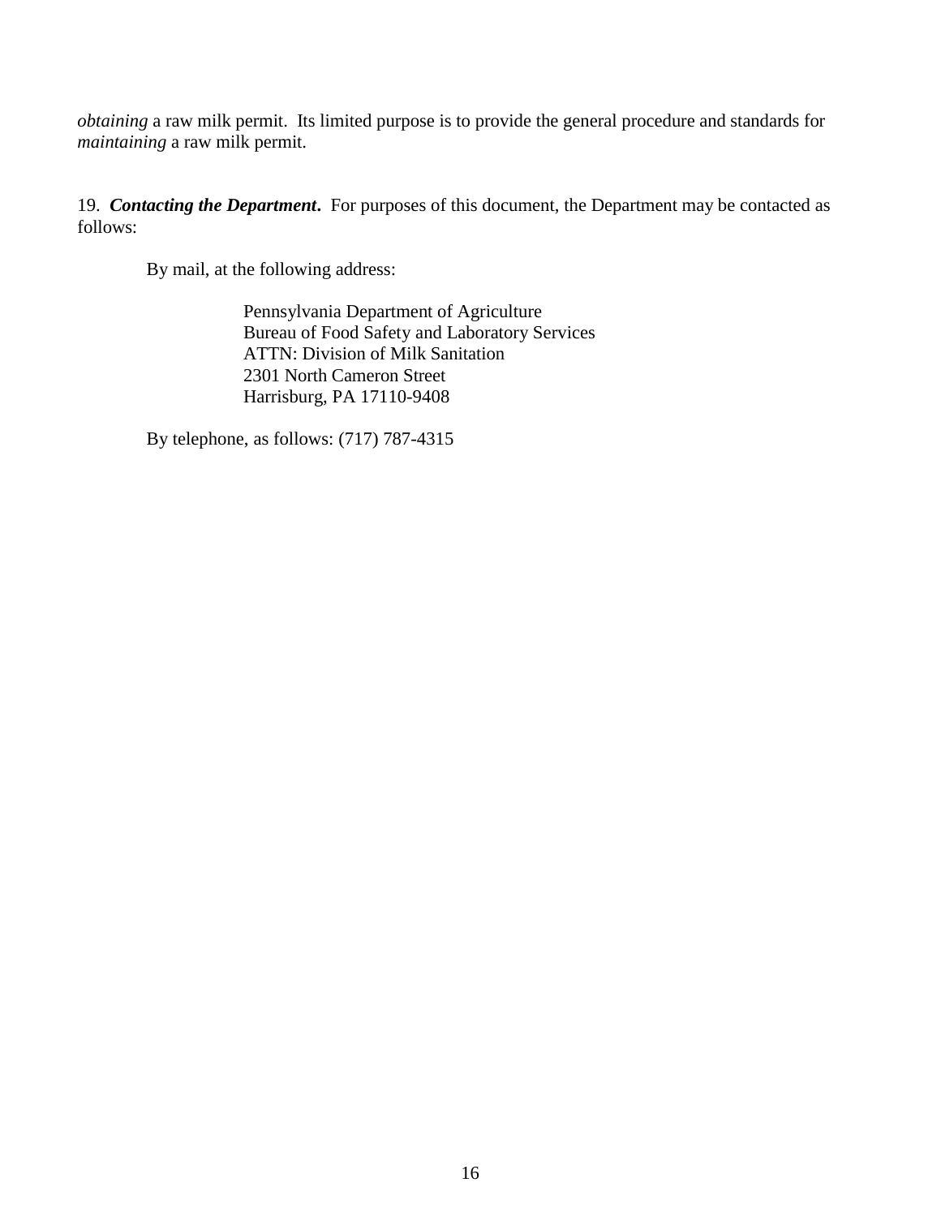*obtaining* a raw milk permit. Its limited purpose is to provide the general procedure and standards for *maintaining* a raw milk permit.

19. ***Contacting the Department***. For purposes of this document, the Department may be contacted as follows:

By mail, at the following address:

Pennsylvania Department of Agriculture
Bureau of Food Safety and Laboratory Services
ATTN: Division of Milk Sanitation
2301 North Cameron Street
Harrisburg, PA 17110-9408

By telephone, as follows: (717) 787-4315